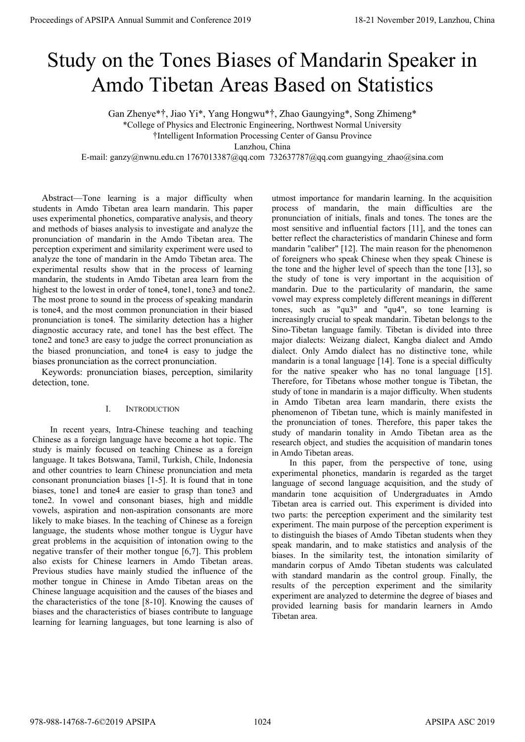# Study on the Tones Biases of Mandarin Speaker in Amdo Tibetan Areas Based on Statistics

Gan Zhenye*†, Jiao Yi*, Yang Hongwu*†, Zhao Gaungying*, Song Zhimeng*

*College of Physics and Electronic Engineering, Northwest Normal University

†Intelligent Information Processing Center of Gansu Province

Lanzhou, China

E-mail: ganzy@nwnu.edu.cn 1767013387@qq.com 732637787@qq.com guangying_zhao@sina.com

*Abstract*—Tone learning is a major difficulty when students in Amdo Tibetan area learn mandarin. This paper uses experimental phonetics, comparative analysis, and theory and methods of biases analysis to investigate and analyze the pronunciation of mandarin in the Amdo Tibetan area. The perception experiment and similarity experiment were used to analyze the tone of mandarin in the Amdo Tibetan area. The experimental results show that in the process of learning mandarin, the students in Amdo Tibetan area learn from the highest to the lowest in order of tone4, tone1, tone3 and tone2. The most prone to sound in the process of speaking mandarin is tone4, and the most common pronunciation in their biased pronunciation is tone4. The similarity detection has a higher diagnostic accuracy rate, and tone1 has the best effect. The tone2 and tone3 are easy to judge the correct pronunciation as the biased pronunciation, and tone4 is easy to judge the biases pronunciation as the correct pronunciation.

*Keywords*: pronunciation biases, perception, similarity detection, tone.

## I. Introduction

In recent years, Intra-Chinese teaching and teaching Chinese as a foreign language have become a hot topic. The study is mainly focused on teaching Chinese as a foreign language. It takes Botswana, Tamil, Turkish, Chile, Indonesia and other countries to learn Chinese pronunciation and meta consonant pronunciation biases [1-5]. It is found that in tone biases, tone1 and tone4 are easier to grasp than tone3 and tone2. In vowel and consonant biases, high and middle vowels, aspiration and non-aspiration consonants are more likely to make biases. In the teaching of Chinese as a foreign language, the students whose mother tongue is Uygur have great problems in the acquisition of intonation owing to the negative transfer of their mother tongue [6,7]. This problem also exists for Chinese learners in Amdo Tibetan areas. Previous studies have mainly studied the influence of the mother tongue in Chinese in Amdo Tibetan areas on the Chinese language acquisition and the causes of the biases and the characteristics of the tone [8-10]. Knowing the causes of biases and the characteristics of biases contribute to language learning for learning languages, but tone learning is also of utmost importance for mandarin learning. In the acquisition process of mandarin, the main difficulties are the pronunciation of initials, finals and tones. The tones are the most sensitive and influential factors [11], and the tones can better reflect the characteristics of mandarin Chinese and form mandarin "caliber" [12]. The main reason for the phenomenon of foreigners who speak Chinese when they speak Chinese is the tone and the higher level of speech than the tone [13], so the study of tone is very important in the acquisition of mandarin. Due to the particularity of mandarin, the same vowel may express completely different meanings in different tones, such as "qu3" and "qu4", so tone learning is increasingly crucial to speak mandarin. Tibetan belongs to the Sino-Tibetan language family. Tibetan is divided into three major dialects: Weizang dialect, Kangba dialect and Amdo dialect. Only Amdo dialect has no distinctive tone, while mandarin is a tonal language [14]. Tone is a special difficulty for the native speaker who has no tonal language [15]. Therefore, for Tibetans whose mother tongue is Tibetan, the study of tone in mandarin is a major difficulty. When students in Amdo Tibetan area learn mandarin, there exists the phenomenon of Tibetan tune, which is mainly manifested in the pronunciation of tones. Therefore, this paper takes the study of mandarin tonality in Amdo Tibetan area as the research object, and studies the acquisition of mandarin tones in Amdo Tibetan areas.

In this paper, from the perspective of tone, using experimental phonetics, mandarin is regarded as the target language of second language acquisition, and the study of mandarin tone acquisition of Undergraduates in Amdo Tibetan area is carried out. This experiment is divided into two parts: the perception experiment and the similarity test experiment. The main purpose of the perception experiment is to distinguish the biases of Amdo Tibetan students when they speak mandarin, and to make statistics and analysis of the biases. In the similarity test, the intonation similarity of mandarin corpus of Amdo Tibetan students was calculated with standard mandarin as the control group. Finally, the results of the perception experiment and the similarity experiment are analyzed to determine the degree of biases and provided learning basis for mandarin learners in Amdo Tibetan area.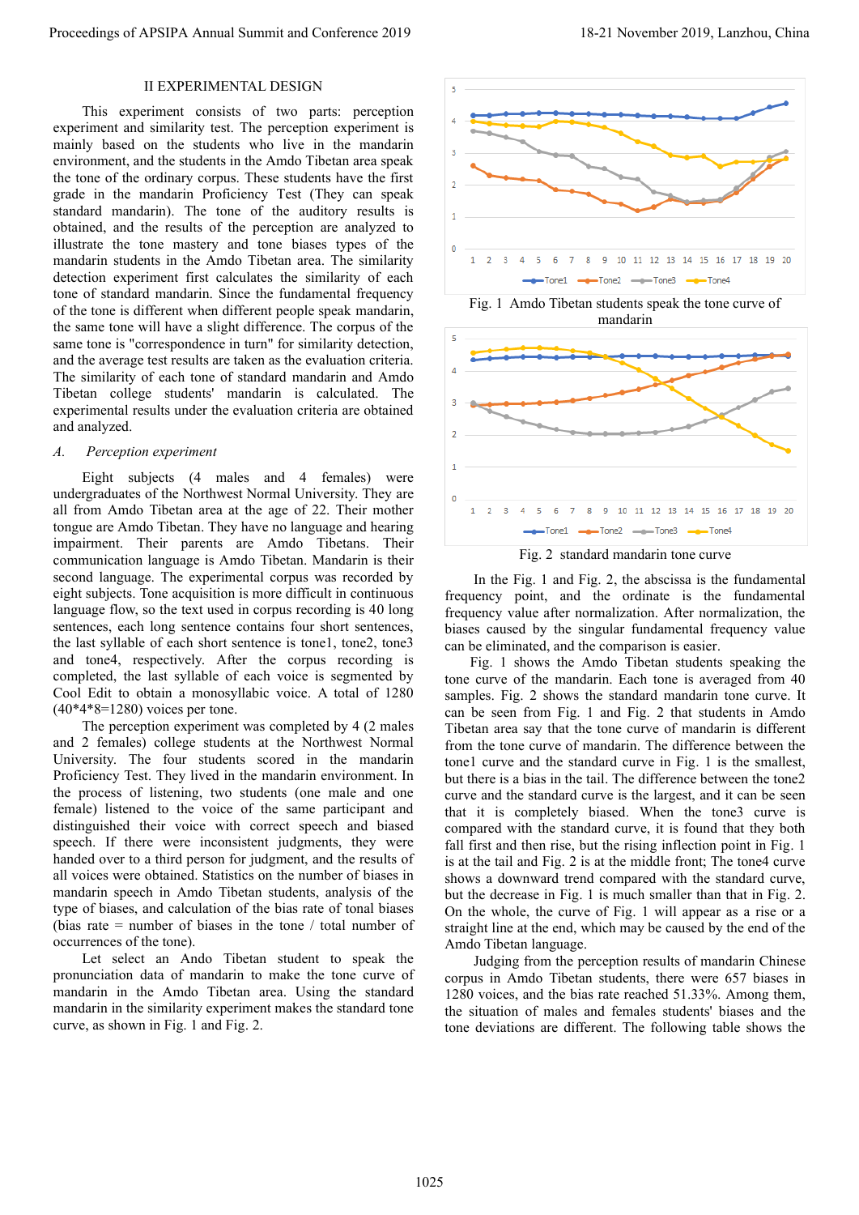## II EXPERIMENTAL DESIGN

This experiment consists of two parts: perception experiment and similarity test. The perception experiment is mainly based on the students who live in the mandarin environment, and the students in the Amdo Tibetan area speak the tone of the ordinary corpus. These students have the first grade in the mandarin Proficiency Test (They can speak standard mandarin). The tone of the auditory results is obtained, and the results of the perception are analyzed to illustrate the tone mastery and tone biases types of the mandarin students in the Amdo Tibetan area. The similarity detection experiment first calculates the similarity of each tone of standard mandarin. Since the fundamental frequency of the tone is different when different people speak mandarin, the same tone will have a slight difference. The corpus of the same tone is "correspondence in turn" for similarity detection, and the average test results are taken as the evaluation criteria. The similarity of each tone of standard mandarin and Amdo Tibetan college students' mandarin is calculated. The experimental results under the evaluation criteria are obtained and analyzed.

### *A. Perception experiment*

Eight subjects (4 males and 4 females) were undergraduates of the Northwest Normal University. They are all from Amdo Tibetan area at the age of 22. Their mother tongue are Amdo Tibetan. They have no language and hearing impairment. Their parents are Amdo Tibetans. Their communication language is Amdo Tibetan. Mandarin is their second language. The experimental corpus was recorded by eight subjects. Tone acquisition is more difficult in continuous language flow, so the text used in corpus recording is 40 long sentences, each long sentence contains four short sentences, the last syllable of each short sentence is tone1, tone2, tone3 and tone4, respectively. After the corpus recording is completed, the last syllable of each voice is segmented by Cool Edit to obtain a monosyllabic voice. A total of 1280 (40\*4\*8=1280) voices per tone.

The perception experiment was completed by 4 (2 males and 2 females) college students at the Northwest Normal University. The four students scored in the mandarin Proficiency Test. They lived in the mandarin environment. In the process of listening, two students (one male and one female) listened to the voice of the same participant and distinguished their voice with correct speech and biased speech. If there were inconsistent judgments, they were handed over to a third person for judgment, and the results of all voices were obtained. Statistics on the number of biases in mandarin speech in Amdo Tibetan students, analysis of the type of biases, and calculation of the bias rate of tonal biases (bias rate = number of biases in the tone / total number of occurrences of the tone).

Let select an Ando Tibetan student to speak the pronunciation data of mandarin to make the tone curve of mandarin in the Amdo Tibetan area. Using the standard mandarin in the similarity experiment makes the standard tone curve, as shown in Fig. 1 and Fig. 2.

Fig. 1 Amdo Tibetan students speak the tone curve of mandarin

Fig. 2 standard mandarin tone curve

In the Fig. 1 and Fig. 2, the abscissa is the fundamental frequency point, and the ordinate is the fundamental frequency value after normalization. After normalization, the biases caused by the singular fundamental frequency value can be eliminated, and the comparison is easier.

Fig. 1 shows the Amdo Tibetan students speaking the tone curve of the mandarin. Each tone is averaged from 40 samples. Fig. 2 shows the standard mandarin tone curve. It can be seen from Fig. 1 and Fig. 2 that students in Amdo Tibetan area say that the tone curve of mandarin is different from the tone curve of mandarin. The difference between the tone1 curve and the standard curve in Fig. 1 is the smallest, but there is a bias in the tail. The difference between the tone2 curve and the standard curve is the largest, and it can be seen that it is completely biased. When the tone3 curve is compared with the standard curve, it is found that they both fall first and then rise, but the rising inflection point in Fig. 1 is at the tail and Fig. 2 is at the middle front; The tone4 curve shows a downward trend compared with the standard curve, but the decrease in Fig. 1 is much smaller than that in Fig. 2. On the whole, the curve of Fig. 1 will appear as a rise or a straight line at the end, which may be caused by the end of the Amdo Tibetan language.

Judging from the perception results of mandarin Chinese corpus in Amdo Tibetan students, there were 657 biases in 1280 voices, and the bias rate reached 51.33%. Among them, the situation of males and females students' biases and the tone deviations are different. The following table shows the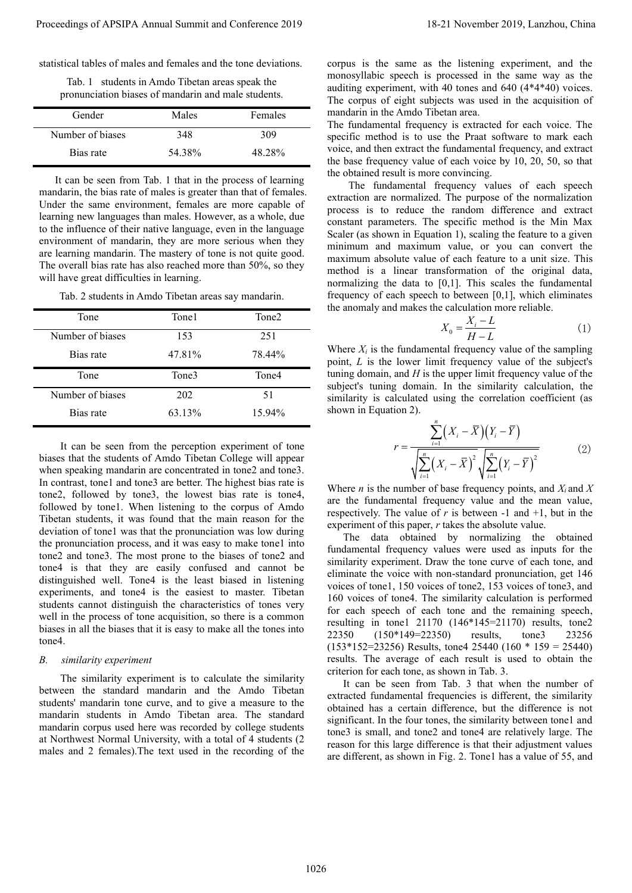statistical tables of males and females and the tone deviations.

Tab. 1 students in Amdo Tibetan areas speak the pronunciation biases of mandarin and male students.

| Gender | Males | Females |
|---|---|---|
| Number of biases | 348 | 309 |
| Bias rate | 54.38% | 48.28% |

It can be seen from Tab. 1 that in the process of learning mandarin, the bias rate of males is greater than that of females. Under the same environment, females are more capable of learning new languages than males. However, as a whole, due to the influence of their native language, even in the language environment of mandarin, they are more serious when they are learning mandarin. The mastery of tone is not quite good. The overall bias rate has also reached more than 50%, so they will have great difficulties in learning.

Tab. 2 students in Amdo Tibetan areas say mandarin.

| Tone | Tone1 | Tone2 |
|---|---|---|
| Number of biases | 153 | 251 |
| Bias rate | 47.81% | 78.44% |
| Tone | Tone3 | Tone4 |
| Number of biases | 202 | 51 |
| Bias rate | 63.13% | 15.94% |

It can be seen from the perception experiment of tone biases that the students of Amdo Tibetan College will appear when speaking mandarin are concentrated in tone2 and tone3. In contrast, tone1 and tone3 are better. The highest bias rate is tone2, followed by tone3, the lowest bias rate is tone4, followed by tone1. When listening to the corpus of Amdo Tibetan students, it was found that the main reason for the deviation of tone1 was that the pronunciation was low during the pronunciation process, and it was easy to make tone1 into tone2 and tone3. The most prone to the biases of tone2 and tone4 is that they are easily confused and cannot be distinguished well. Tone4 is the least biased in listening experiments, and tone4 is the easiest to master. Tibetan students cannot distinguish the characteristics of tones very well in the process of tone acquisition, so there is a common biases in all the biases that it is easy to make all the tones into tone4.

### B. *similarity experiment*

The similarity experiment is to calculate the similarity between the standard mandarin and the Amdo Tibetan students' mandarin tone curve, and to give a measure to the mandarin students in Amdo Tibetan area. The standard mandarin corpus used here was recorded by college students at Northwest Normal University, with a total of 4 students (2 males and 2 females).The text used in the recording of the corpus is the same as the listening experiment, and the monosyllabic speech is processed in the same way as the auditing experiment, with 40 tones and 640 (4\*4\*40) voices. The corpus of eight subjects was used in the acquisition of mandarin in the Amdo Tibetan area.

The fundamental frequency is extracted for each voice. The specific method is to use the Praat software to mark each voice, and then extract the fundamental frequency, and extract the base frequency value of each voice by 10, 20, 50, so that the obtained result is more convincing.

The fundamental frequency values of each speech extraction are normalized. The purpose of the normalization process is to reduce the random difference and extract constant parameters. The specific method is the Min Max Scaler (as shown in Equation 1), scaling the feature to a given minimum and maximum value, or you can convert the maximum absolute value of each feature to a unit size. This method is a linear transformation of the original data, normalizing the data to [0,1]. This scales the fundamental frequency of each speech to between [0,1], which eliminates the anomaly and makes the calculation more reliable.

$$X_0 = \frac{X_i - L}{H - L} \tag{1}$$

Where $X_i$ is the fundamental frequency value of the sampling point, $L$ is the lower limit frequency value of the subject's tuning domain, and $H$ is the upper limit frequency value of the subject's tuning domain. In the similarity calculation, the similarity is calculated using the correlation coefficient (as shown in Equation 2).

$$r = \frac{\sum_{i=1}^{n}\left(X_i - \bar{X}\right)\left(Y_i - \bar{Y}\right)}{\sqrt{\sum_{i=1}^{n}\left(X_i - \bar{X}\right)^2}\sqrt{\sum_{i=1}^{n}\left(Y_i - \bar{Y}\right)^2}} \tag{2}$$

Where $n$ is the number of base frequency points, and $X_i$ and $X$ are the fundamental frequency value and the mean value, respectively. The value of $r$ is between -1 and +1, but in the experiment of this paper, $r$ takes the absolute value.

The data obtained by normalizing the obtained fundamental frequency values were used as inputs for the similarity experiment. Draw the tone curve of each tone, and eliminate the voice with non-standard pronunciation, get 146 voices of tone1, 150 voices of tone2, 153 voices of tone3, and 160 voices of tone4. The similarity calculation is performed for each speech of each tone and the remaining speech, resulting in tone1 21170 (146\*145=21170) results, tone2 22350 (150\*149=22350) results, tone3 23256 (153\*152=23256) Results, tone4 25440 (160 \* 159 = 25440) results. The average of each result is used to obtain the criterion for each tone, as shown in Tab. 3.

It can be seen from Tab. 3 that when the number of extracted fundamental frequencies is different, the similarity obtained has a certain difference, but the difference is not significant. In the four tones, the similarity between tone1 and tone3 is small, and tone2 and tone4 are relatively large. The reason for this large difference is that their adjustment values are different, as shown in Fig. 2. Tone1 has a value of 55, and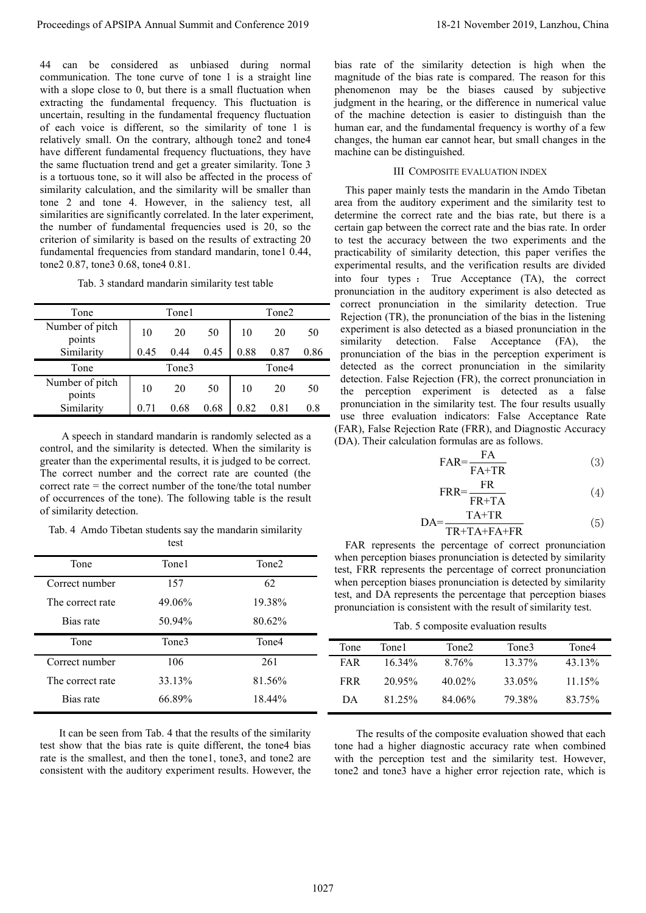44 can be considered as unbiased during normal communication. The tone curve of tone 1 is a straight line with a slope close to 0, but there is a small fluctuation when extracting the fundamental frequency. This fluctuation is uncertain, resulting in the fundamental frequency fluctuation of each voice is different, so the similarity of tone 1 is relatively small. On the contrary, although tone2 and tone4 have different fundamental frequency fluctuations, they have the same fluctuation trend and get a greater similarity. Tone 3 is a tortuous tone, so it will also be affected in the process of similarity calculation, and the similarity will be smaller than tone 2 and tone 4. However, in the saliency test, all similarities are significantly correlated. In the later experiment, the number of fundamental frequencies used is 20, so the criterion of similarity is based on the results of extracting 20 fundamental frequencies from standard mandarin, tone1 0.44, tone2 0.87, tone3 0.68, tone4 0.81.

Tab. 3 standard mandarin similarity test table

| Tone | Tone1 | | | Tone2 | | |
|---|---|---|---|---|---|---|
| Number of pitch points | 10 | 20 | 50 | 10 | 20 | 50 |
| Similarity | 0.45 | 0.44 | 0.45 | 0.88 | 0.87 | 0.86 |
| Tone | Tone3 | | | Tone4 | | |
| Number of pitch points | 10 | 20 | 50 | 10 | 20 | 50 |
| Similarity | 0.71 | 0.68 | 0.68 | 0.82 | 0.81 | 0.8 |

A speech in standard mandarin is randomly selected as a control, and the similarity is detected. When the similarity is greater than the experimental results, it is judged to be correct. The correct number and the correct rate are counted (the correct rate = the correct number of the tone/the total number of occurrences of the tone). The following table is the result of similarity detection.

Tab. 4 Amdo Tibetan students say the mandarin similarity test

| Tone | Tone1 | Tone2 |
|---|---|---|
| Correct number | 157 | 62 |
| The correct rate | 49.06% | 19.38% |
| Bias rate | 50.94% | 80.62% |
| Tone | Tone3 | Tone4 |
| Correct number | 106 | 261 |
| The correct rate | 33.13% | 81.56% |
| Bias rate | 66.89% | 18.44% |

It can be seen from Tab. 4 that the results of the similarity test show that the bias rate is quite different, the tone4 bias rate is the smallest, and then the tone1, tone3, and tone2 are consistent with the auditory experiment results. However, the bias rate of the similarity detection is high when the magnitude of the bias rate is compared. The reason for this phenomenon may be the biases caused by subjective judgment in the hearing, or the difference in numerical value of the machine detection is easier to distinguish than the human ear, and the fundamental frequency is worthy of a few changes, the human ear cannot hear, but small changes in the machine can be distinguished.

## III Composite Evaluation Index

This paper mainly tests the mandarin in the Amdo Tibetan area from the auditory experiment and the similarity test to determine the correct rate and the bias rate, but there is a certain gap between the correct rate and the bias rate. In order to test the accuracy between the two experiments and the practicability of similarity detection, this paper verifies the experimental results, and the verification results are divided into four types： True Acceptance (TA), the correct pronunciation in the auditory experiment is also detected as correct pronunciation in the similarity detection. True Rejection (TR), the pronunciation of the bias in the listening experiment is also detected as a biased pronunciation in the similarity detection. False Acceptance (FA), the pronunciation of the bias in the perception experiment is detected as the correct pronunciation in the similarity detection. False Rejection (FR), the correct pronunciation in the perception experiment is detected as a false pronunciation in the similarity test. The four results usually use three evaluation indicators: False Acceptance Rate (FAR), False Rejection Rate (FRR), and Diagnostic Accuracy (DA). Their calculation formulas are as follows.

$$\mathrm{FAR}=\frac{\mathrm{FA}}{\mathrm{FA}+\mathrm{TR}} \tag{3}$$

$$\mathrm{FRR}=\frac{\mathrm{FR}}{\mathrm{FR}+\mathrm{TA}} \tag{4}$$

$$\mathrm{DA}=\frac{\mathrm{TA}+\mathrm{TR}}{\mathrm{TR}+\mathrm{TA}+\mathrm{FA}+\mathrm{FR}} \tag{5}$$

FAR represents the percentage of correct pronunciation when perception biases pronunciation is detected by similarity test, FRR represents the percentage of correct pronunciation when perception biases pronunciation is detected by similarity test, and DA represents the percentage that perception biases pronunciation is consistent with the result of similarity test.

Tab. 5 composite evaluation results

| Tone | Tone1 | Tone2 | Tone3 | Tone4 |
|---|---|---|---|---|
| FAR | 16.34% | 8.76% | 13.37% | 43.13% |
| FRR | 20.95% | 40.02% | 33.05% | 11.15% |
| DA | 81.25% | 84.06% | 79.38% | 83.75% |

The results of the composite evaluation showed that each tone had a higher diagnostic accuracy rate when combined with the perception test and the similarity test. However, tone2 and tone3 have a higher error rejection rate, which is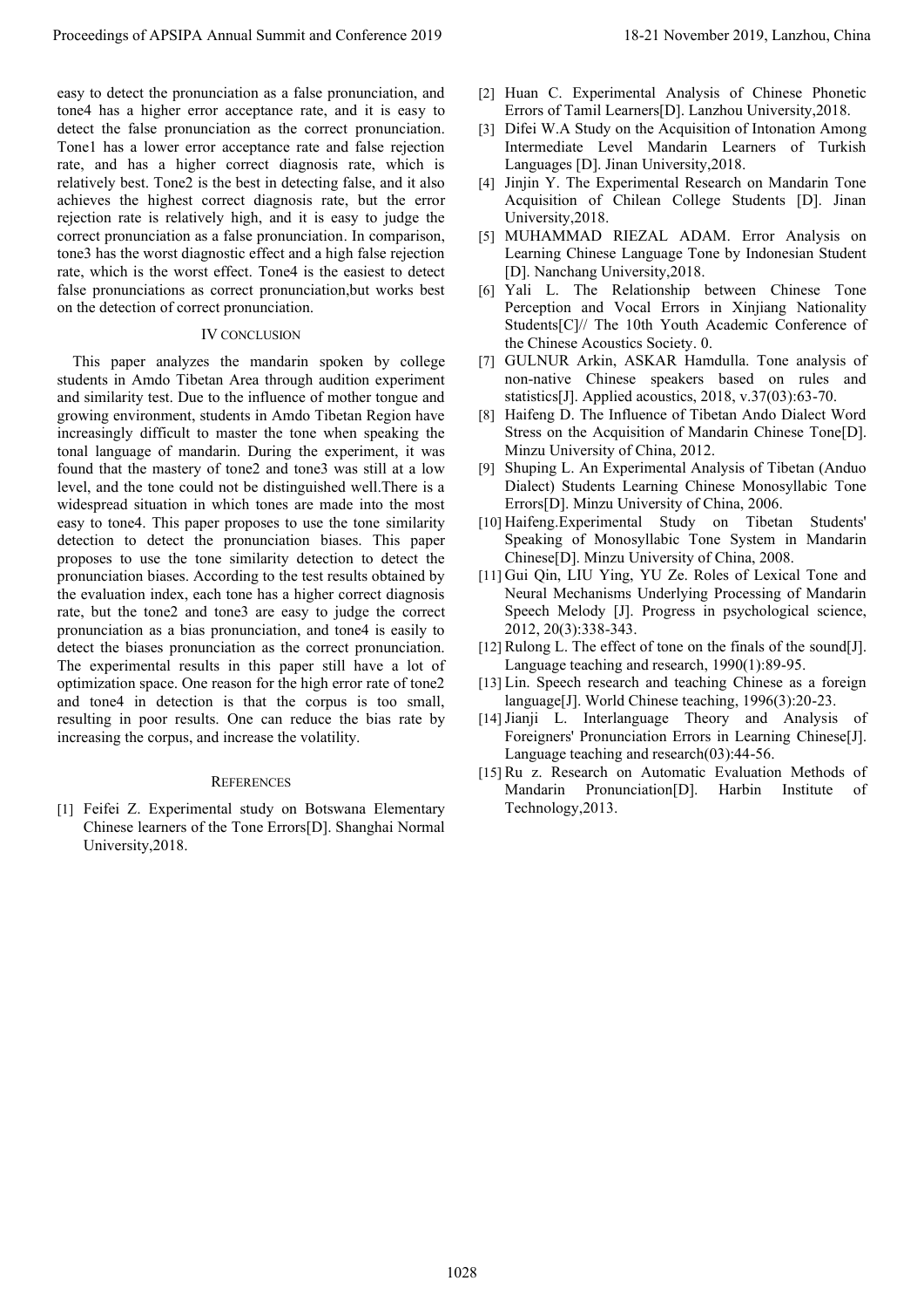easy to detect the pronunciation as a false pronunciation, and tone4 has a higher error acceptance rate, and it is easy to detect the false pronunciation as the correct pronunciation. Tone1 has a lower error acceptance rate and false rejection rate, and has a higher correct diagnosis rate, which is relatively best. Tone2 is the best in detecting false, and it also achieves the highest correct diagnosis rate, but the error rejection rate is relatively high, and it is easy to judge the correct pronunciation as a false pronunciation. In comparison, tone3 has the worst diagnostic effect and a high false rejection rate, which is the worst effect. Tone4 is the easiest to detect false pronunciations as correct pronunciation,but works best on the detection of correct pronunciation.

## IV CONCLUSION

This paper analyzes the mandarin spoken by college students in Amdo Tibetan Area through audition experiment and similarity test. Due to the influence of mother tongue and growing environment, students in Amdo Tibetan Region have increasingly difficult to master the tone when speaking the tonal language of mandarin. During the experiment, it was found that the mastery of tone2 and tone3 was still at a low level, and the tone could not be distinguished well.There is a widespread situation in which tones are made into the most easy to tone4. This paper proposes to use the tone similarity detection to detect the pronunciation biases. This paper proposes to use the tone similarity detection to detect the pronunciation biases. According to the test results obtained by the evaluation index, each tone has a higher correct diagnosis rate, but the tone2 and tone3 are easy to judge the correct pronunciation as a bias pronunciation, and tone4 is easily to detect the biases pronunciation as the correct pronunciation. The experimental results in this paper still have a lot of optimization space. One reason for the high error rate of tone2 and tone4 in detection is that the corpus is too small, resulting in poor results. One can reduce the bias rate by increasing the corpus, and increase the volatility.

## REFERENCES

[1] Feifei Z. Experimental study on Botswana Elementary Chinese learners of the Tone Errors[D]. Shanghai Normal University,2018.

[2] Huan C. Experimental Analysis of Chinese Phonetic Errors of Tamil Learners[D]. Lanzhou University,2018.

[3] Difei W.A Study on the Acquisition of Intonation Among Intermediate Level Mandarin Learners of Turkish Languages [D]. Jinan University,2018.

[4] Jinjin Y. The Experimental Research on Mandarin Tone Acquisition of Chilean College Students [D]. Jinan University,2018.

[5] MUHAMMAD RIEZAL ADAM. Error Analysis on Learning Chinese Language Tone by Indonesian Student [D]. Nanchang University,2018.

[6] Yali L. The Relationship between Chinese Tone Perception and Vocal Errors in Xinjiang Nationality Students[C]// The 10th Youth Academic Conference of the Chinese Acoustics Society. 0.

[7] GULNUR Arkin, ASKAR Hamdulla. Tone analysis of non-native Chinese speakers based on rules and statistics[J]. Applied acoustics, 2018, v.37(03):63-70.

[8] Haifeng D. The Influence of Tibetan Ando Dialect Word Stress on the Acquisition of Mandarin Chinese Tone[D]. Minzu University of China, 2012.

[9] Shuping L. An Experimental Analysis of Tibetan (Anduo Dialect) Students Learning Chinese Monosyllabic Tone Errors[D]. Minzu University of China, 2006.

[10] Haifeng.Experimental Study on Tibetan Students' Speaking of Monosyllabic Tone System in Mandarin Chinese[D]. Minzu University of China, 2008.

[11] Gui Qin, LIU Ying, YU Ze. Roles of Lexical Tone and Neural Mechanisms Underlying Processing of Mandarin Speech Melody [J]. Progress in psychological science, 2012, 20(3):338-343.

[12] Rulong L. The effect of tone on the finals of the sound[J]. Language teaching and research, 1990(1):89-95.

[13] Lin. Speech research and teaching Chinese as a foreign language[J]. World Chinese teaching, 1996(3):20-23.

[14] Jianji L. Interlanguage Theory and Analysis of Foreigners' Pronunciation Errors in Learning Chinese[J]. Language teaching and research(03):44-56.

[15] Ru z. Research on Automatic Evaluation Methods of Mandarin Pronunciation[D]. Harbin Institute of Technology,2013.